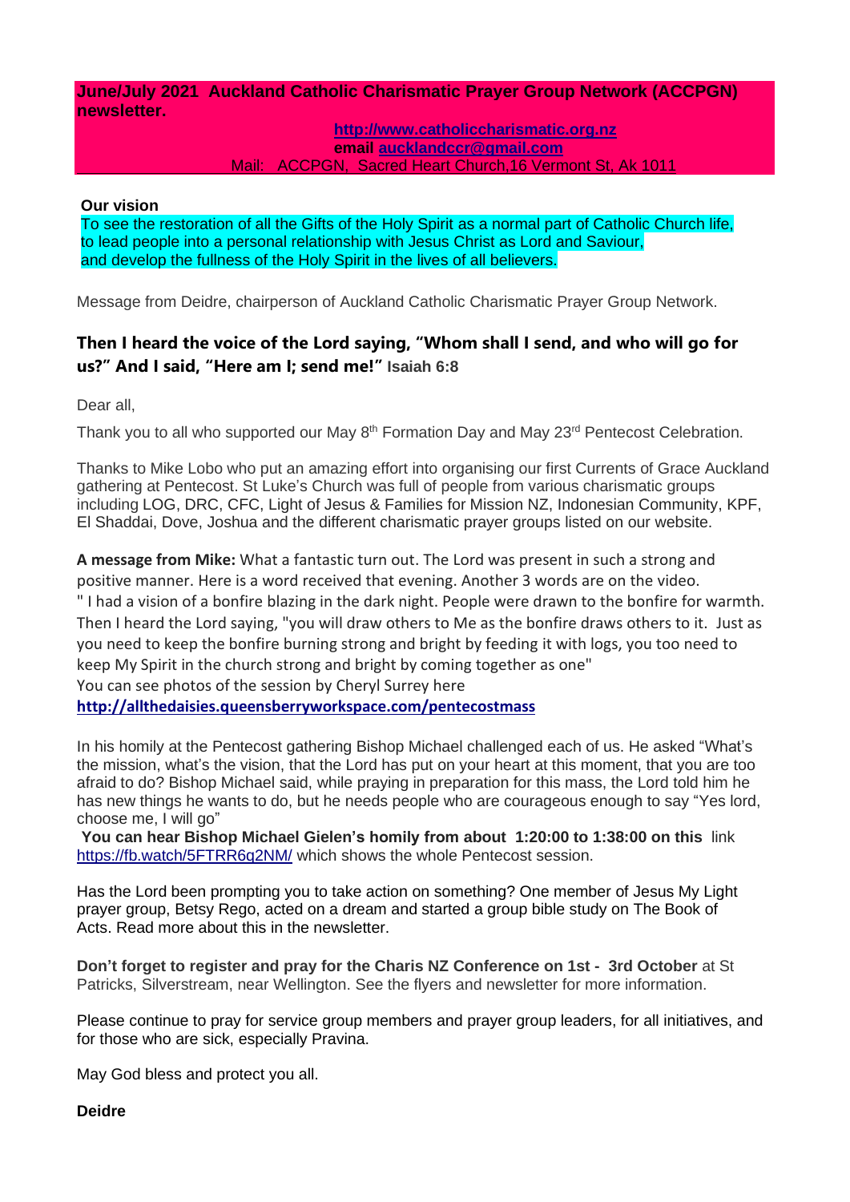**June/July 2021 Auckland Catholic Charismatic Prayer Group Network (ACCPGN) newsletter.**

**http://www.catholiccharismatic.org.nz**
**email aucklandccr@gmail.com**
Mail: ACCPGN, Sacred Heart Church,16 Vermont St, Ak 1011

**Our vision**
To see the restoration of all the Gifts of the Holy Spirit as a normal part of Catholic Church life,
to lead people into a personal relationship with Jesus Christ as Lord and Saviour,
and develop the fullness of the Holy Spirit in the lives of all believers.

Message from Deidre, chairperson of Auckland Catholic Charismatic Prayer Group Network.

**Then I heard the voice of the Lord saying, "Whom shall I send, and who will go for us?" And I said, "Here am I; send me!" Isaiah 6:8**

Dear all,

Thank you to all who supported our May 8th Formation Day and May 23rd Pentecost Celebration.

Thanks to Mike Lobo who put an amazing effort into organising our first Currents of Grace Auckland gathering at Pentecost. St Luke's Church was full of people from various charismatic groups including LOG, DRC, CFC, Light of Jesus & Families for Mission NZ, Indonesian Community, KPF, El Shaddai, Dove, Joshua and the different charismatic prayer groups listed on our website.

**A message from Mike:** What a fantastic turn out. The Lord was present in such a strong and positive manner. Here is a word received that evening. Another 3 words are on the video.
" I had a vision of a bonfire blazing in the dark night. People were drawn to the bonfire for warmth. Then I heard the Lord saying, "you will draw others to Me as the bonfire draws others to it. Just as you need to keep the bonfire burning strong and bright by feeding it with logs, you too need to keep My Spirit in the church strong and bright by coming together as one"
You can see photos of the session by Cheryl Surrey here
**http://allthedaisies.queensberryworkspace.com/pentecostmass**

In his homily at the Pentecost gathering Bishop Michael challenged each of us. He asked "What's the mission, what's the vision, that the Lord has put on your heart at this moment, that you are too afraid to do? Bishop Michael said, while praying in preparation for this mass, the Lord told him he has new things he wants to do, but he needs people who are courageous enough to say "Yes lord, choose me, I will go"
**You can hear Bishop Michael Gielen's homily from about 1:20:00 to 1:38:00 on this** link https://fb.watch/5FTRR6q2NM/ which shows the whole Pentecost session.

Has the Lord been prompting you to take action on something? One member of Jesus My Light prayer group, Betsy Rego, acted on a dream and started a group bible study on The Book of Acts. Read more about this in the newsletter.

**Don't forget to register and pray for the Charis NZ Conference on 1st - 3rd October** at St Patricks, Silverstream, near Wellington. See the flyers and newsletter for more information.

Please continue to pray for service group members and prayer group leaders, for all initiatives, and for those who are sick, especially Pravina.

May God bless and protect you all.

**Deidre**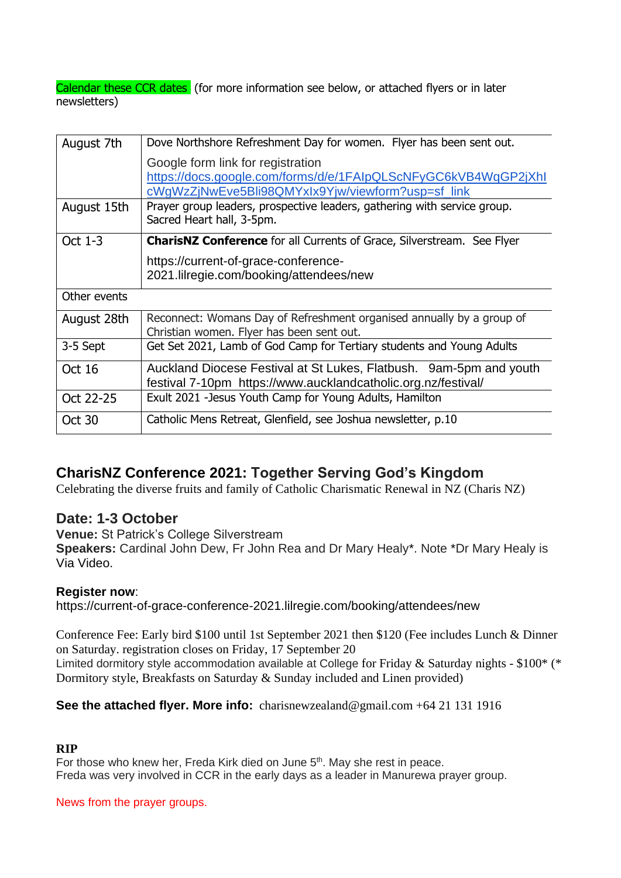Calendar these CCR dates (for more information see below, or attached flyers or in later newsletters)

| | |
|---|---|
| August 7th | Dove Northshore Refreshment Day for women. Flyer has been sent out.<br>Google form link for registration https://docs.google.com/forms/d/e/1FAIpQLScNFyGC6kVB4WqGP2jXhIcWgWzZjNwEve5Bli98QMYxIx9Yjw/viewform?usp=sf_link |
| August 15th | Prayer group leaders, prospective leaders, gathering with service group. Sacred Heart hall, 3-5pm. |
| Oct 1-3 | **CharisNZ Conference** for all Currents of Grace, Silverstream. See Flyer<br>https://current-of-grace-conference-2021.lilregie.com/booking/attendees/new |
| Other events | |
| August 28th | Reconnect: Womans Day of Refreshment organised annually by a group of Christian women. Flyer has been sent out. |
| 3-5 Sept | Get Set 2021, Lamb of God Camp for Tertiary students and Young Adults |
| Oct 16 | Auckland Diocese Festival at St Lukes, Flatbush. 9am-5pm and youth festival 7-10pm https://www.aucklandcatholic.org.nz/festival/ |
| Oct 22-25 | Exult 2021 -Jesus Youth Camp for Young Adults, Hamilton |
| Oct 30 | Catholic Mens Retreat, Glenfield, see Joshua newsletter, p.10 |

## CharisNZ Conference 2021: Together Serving God's Kingdom

Celebrating the diverse fruits and family of Catholic Charismatic Renewal in NZ (Charis NZ)

### Date: 1-3 October

**Venue:** St Patrick's College Silverstream
**Speakers:** Cardinal John Dew, Fr John Rea and Dr Mary Healy*. Note *Dr Mary Healy is Via Video.

**Register now**:
https://current-of-grace-conference-2021.lilregie.com/booking/attendees/new

Conference Fee: Early bird $100 until 1st September 2021 then $120 (Fee includes Lunch & Dinner on Saturday. registration closes on Friday, 17 September 20
Limited dormitory style accommodation available at College for Friday & Saturday nights - $100* (* Dormitory style, Breakfasts on Saturday & Sunday included and Linen provided)

**See the attached flyer. More info:** charisnewzealand@gmail.com +64 21 131 1916

**RIP**

For those who knew her, Freda Kirk died on June 5th. May she rest in peace.
Freda was very involved in CCR in the early days as a leader in Manurewa prayer group.

News from the prayer groups.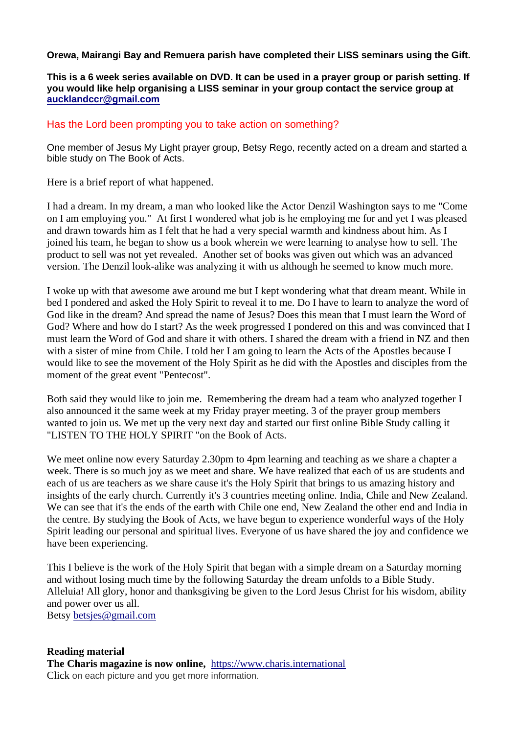**Orewa, Mairangi Bay and Remuera parish have completed their LISS seminars using the Gift.**

**This is a 6 week series available on DVD. It can be used in a prayer group or parish setting. If you would like help organising a LISS seminar in your group contact the service group at [aucklandccr@gmail.com](mailto:aucklandccr@gmail.com)**

## Has the Lord been prompting you to take action on something?

One member of Jesus My Light prayer group, Betsy Rego, recently acted on a dream and started a bible study on The Book of Acts.

Here is a brief report of what happened.

I had a dream. In my dream, a man who looked like the Actor Denzil Washington says to me "Come on I am employing you." At first I wondered what job is he employing me for and yet I was pleased and drawn towards him as I felt that he had a very special warmth and kindness about him. As I joined his team, he began to show us a book wherein we were learning to analyse how to sell. The product to sell was not yet revealed. Another set of books was given out which was an advanced version. The Denzil look-alike was analyzing it with us although he seemed to know much more.

I woke up with that awesome awe around me but I kept wondering what that dream meant. While in bed I pondered and asked the Holy Spirit to reveal it to me. Do I have to learn to analyze the word of God like in the dream? And spread the name of Jesus? Does this mean that I must learn the Word of God? Where and how do I start? As the week progressed I pondered on this and was convinced that I must learn the Word of God and share it with others. I shared the dream with a friend in NZ and then with a sister of mine from Chile. I told her I am going to learn the Acts of the Apostles because I would like to see the movement of the Holy Spirit as he did with the Apostles and disciples from the moment of the great event "Pentecost".

Both said they would like to join me. Remembering the dream had a team who analyzed together I also announced it the same week at my Friday prayer meeting. 3 of the prayer group members wanted to join us. We met up the very next day and started our first online Bible Study calling it "LISTEN TO THE HOLY SPIRIT "on the Book of Acts.

We meet online now every Saturday 2.30pm to 4pm learning and teaching as we share a chapter a week. There is so much joy as we meet and share. We have realized that each of us are students and each of us are teachers as we share cause it's the Holy Spirit that brings to us amazing history and insights of the early church. Currently it's 3 countries meeting online. India, Chile and New Zealand. We can see that it's the ends of the earth with Chile one end, New Zealand the other end and India in the centre. By studying the Book of Acts, we have begun to experience wonderful ways of the Holy Spirit leading our personal and spiritual lives. Everyone of us have shared the joy and confidence we have been experiencing.

This I believe is the work of the Holy Spirit that began with a simple dream on a Saturday morning and without losing much time by the following Saturday the dream unfolds to a Bible Study. Alleluia! All glory, honor and thanksgiving be given to the Lord Jesus Christ for his wisdom, ability and power over us all.
Betsy [betsjes@gmail.com](mailto:betsjes@gmail.com)

**Reading material**
**The Charis magazine is now online,** [https://www.charis.international](https://www.charis.international)
Click on each picture and you get more information.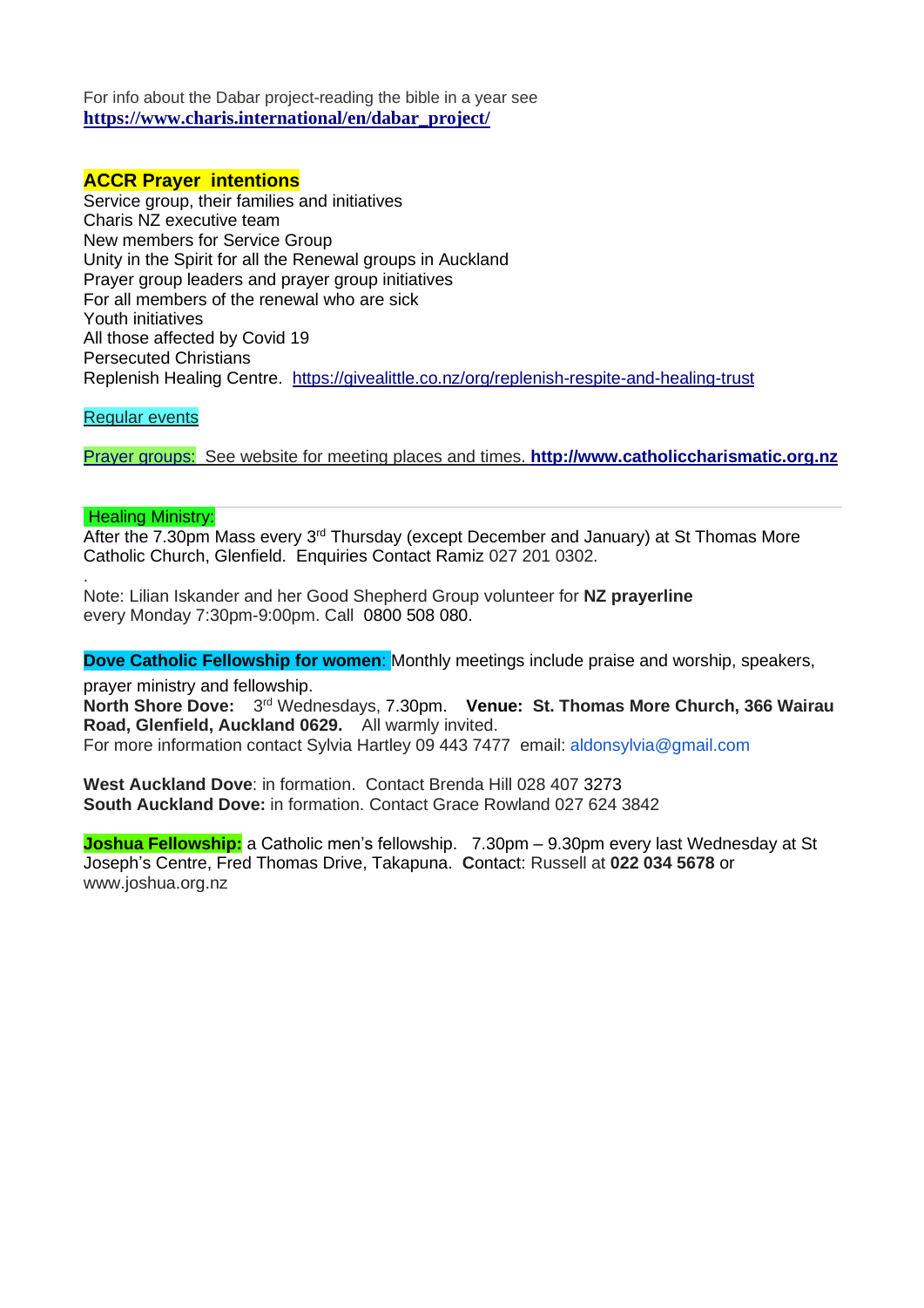For info about the Dabar project-reading the bible in a year see
**https://www.charis.international/en/dabar_project/**

**ACCR Prayer intentions**

Service group, their families and initiatives
Charis NZ executive team
New members for Service Group
Unity in the Spirit for all the Renewal groups in Auckland
Prayer group leaders and prayer group initiatives
For all members of the renewal who are sick
Youth initiatives
All those affected by Covid 19
Persecuted Christians
Replenish Healing Centre. https://givealittle.co.nz/org/replenish-respite-and-healing-trust

Regular events

Prayer groups: See website for meeting places and times. **http://www.catholiccharismatic.org.nz**

---

Healing Ministry:
After the 7.30pm Mass every 3rd Thursday (except December and January) at St Thomas More Catholic Church, Glenfield. Enquiries Contact Ramiz 027 201 0302.

.

Note: Lilian Iskander and her Good Shepherd Group volunteer for **NZ prayerline** every Monday 7:30pm-9:00pm. Call 0800 508 080.

**Dove Catholic Fellowship for women**: Monthly meetings include praise and worship, speakers, prayer ministry and fellowship.
**North Shore Dove:** 3rd Wednesdays, 7.30pm. **Venue: St. Thomas More Church, 366 Wairau Road, Glenfield, Auckland 0629.** All warmly invited.
For more information contact Sylvia Hartley 09 443 7477 email: aldonsylvia@gmail.com

**West Auckland Dove**: in formation. Contact Brenda Hill 028 407 3273
**South Auckland Dove:** in formation. Contact Grace Rowland 027 624 3842

**Joshua Fellowship:** a Catholic men's fellowship. 7.30pm – 9.30pm every last Wednesday at St Joseph's Centre, Fred Thomas Drive, Takapuna. **C**ontact: Russell at **022 034 5678** or www.joshua.org.nz